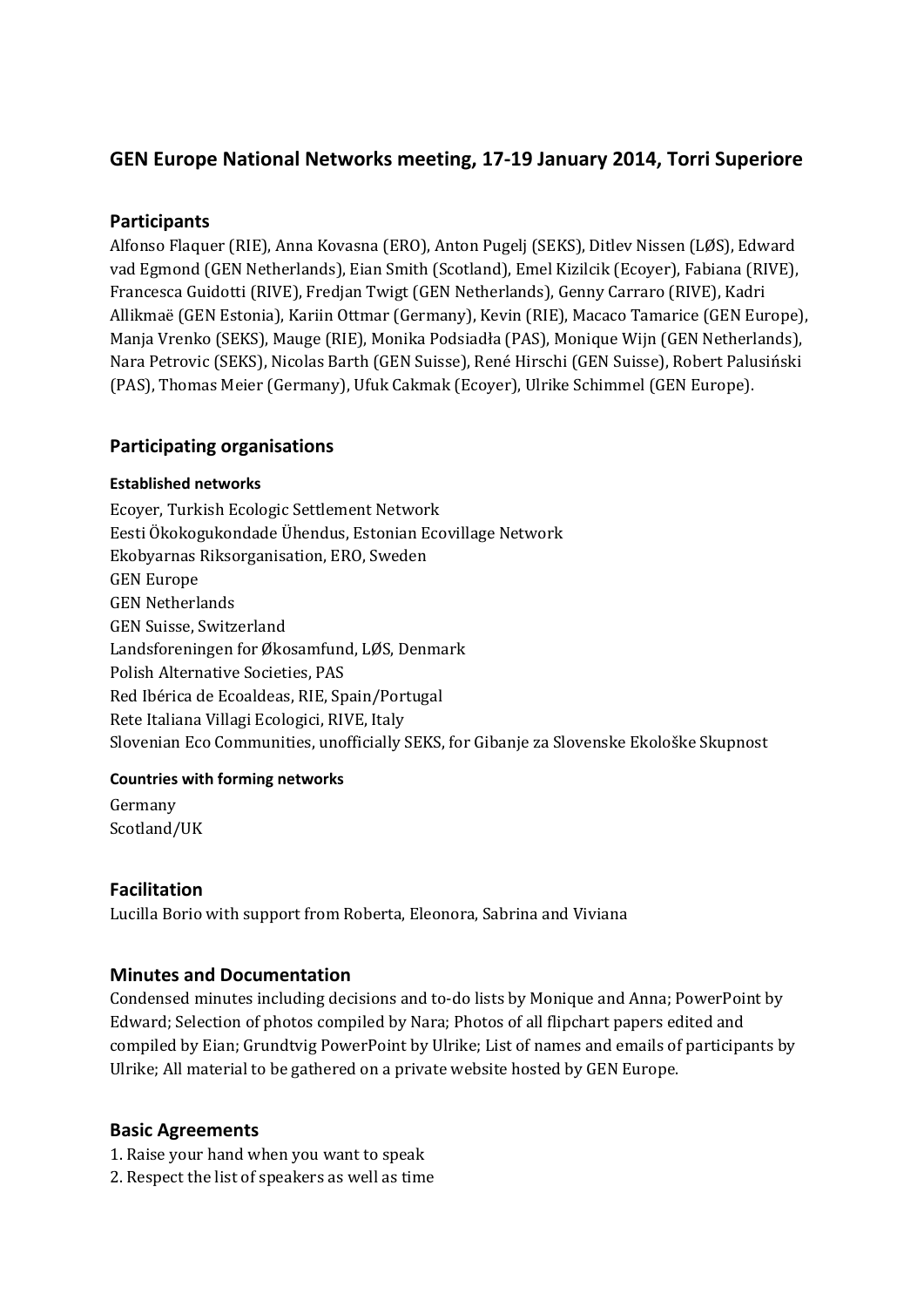# GEN Europe National Networks meeting, 17-19 January 2014, Torri Superiore

## Participants

Alfonso Flaquer (RIE), Anna Kovasna (ERO), Anton Pugelj (SEKS), Ditlev Nissen (LØS), Edward vad Egmond (GEN Netherlands), Eian Smith (Scotland), Emel Kizilcik (Ecoyer), Fabiana (RIVE), Francesca Guidotti (RIVE), Fredjan Twigt (GEN Netherlands), Genny Carraro (RIVE), Kadri Allikmaë (GEN Estonia), Kariin Ottmar (Germany), Kevin (RIE), Macaco Tamarice (GEN Europe), Manja Vrenko (SEKS), Mauge (RIE), Monika Podsiadła (PAS), Monique Wijn (GEN Netherlands), Nara Petrovic (SEKS), Nicolas Barth (GEN Suisse), René Hirschi (GEN Suisse), Robert Palusiński (PAS), Thomas Meier (Germany), Ufuk Cakmak (Ecoyer), Ulrike Schimmel (GEN Europe).

## Participating organisations

#### Established networks

Ecoyer, Turkish Ecologic Settlement Network
Eesti Ökokogukondade Ühendus, Estonian Ecovillage Network
Ekobyarnas Riksorganisation, ERO, Sweden
GEN Europe
GEN Netherlands
GEN Suisse, Switzerland
Landsforeningen for Økosamfund, LØS, Denmark
Polish Alternative Societies, PAS
Red Ibérica de Ecoaldeas, RIE, Spain/Portugal
Rete Italiana Villagi Ecologici, RIVE, Italy
Slovenian Eco Communities, unofficially SEKS, for Gibanje za Slovenske Ekološke Skupnost

#### Countries with forming networks

Germany
Scotland/UK

## Facilitation

Lucilla Borio with support from Roberta, Eleonora, Sabrina and Viviana

## Minutes and Documentation

Condensed minutes including decisions and to-do lists by Monique and Anna; PowerPoint by Edward; Selection of photos compiled by Nara; Photos of all flipchart papers edited and compiled by Eian; Grundtvig PowerPoint by Ulrike; List of names and emails of participants by Ulrike; All material to be gathered on a private website hosted by GEN Europe.

## Basic Agreements

1. Raise your hand when you want to speak
2. Respect the list of speakers as well as time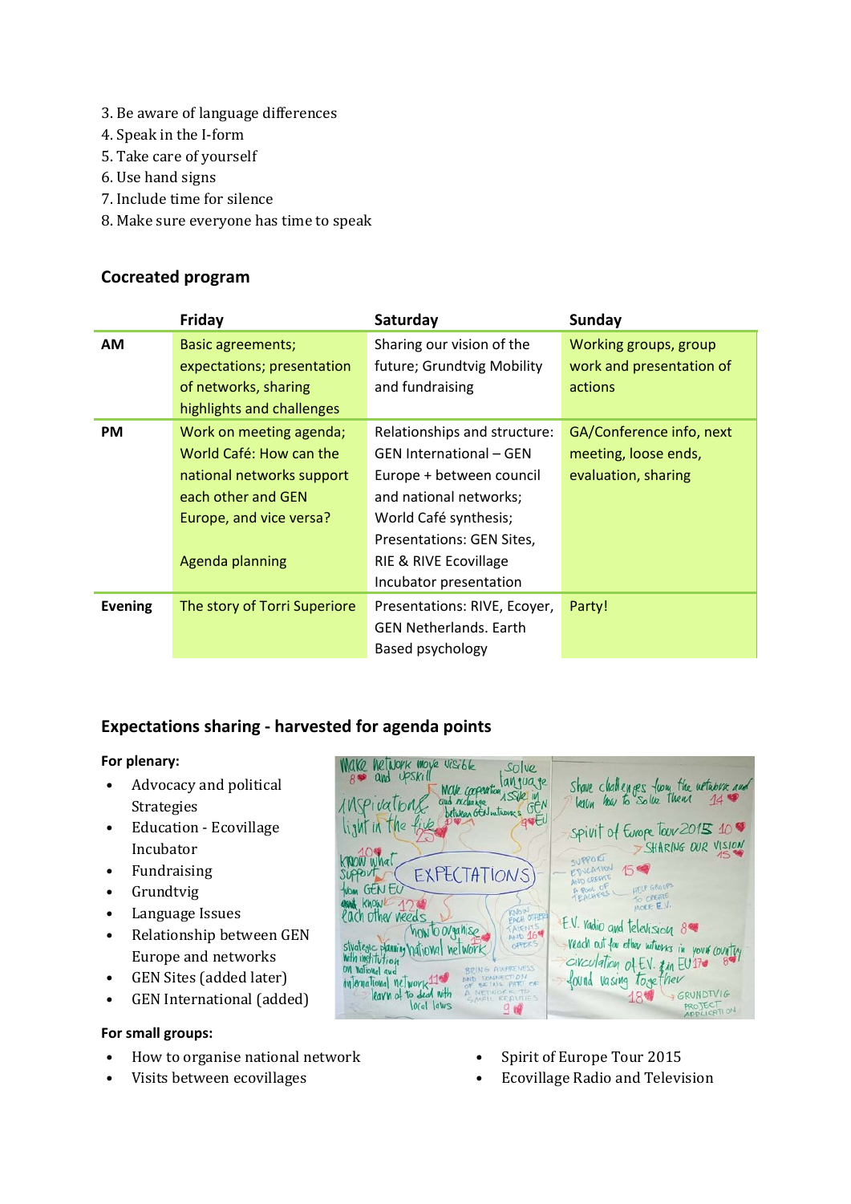3. Be aware of language differences
4. Speak in the I-form
5. Take care of yourself
6. Use hand signs
7. Include time for silence
8. Make sure everyone has time to speak

### Cocreated program

| | Friday | Saturday | Sunday |
|---|---|---|---|
| **AM** | Basic agreements; expectations; presentation of networks, sharing highlights and challenges | Sharing our vision of the future; Grundtvig Mobility and fundraising | Working groups, group work and presentation of actions |
| **PM** | Work on meeting agenda; World Café: How can the national networks support each other and GEN Europe, and vice versa?<br><br>Agenda planning | Relationships and structure: GEN International – GEN Europe + between council and national networks; World Café synthesis; Presentations: GEN Sites, RIE & RIVE Ecovillage Incubator presentation | GA/Conference info, next meeting, loose ends, evaluation, sharing |
| **Evening** | The story of Torri Superiore | Presentations: RIVE, Ecoyer, GEN Netherlands. Earth Based psychology | Party! |

### Expectations sharing - harvested for agenda points

**For plenary:**

- Advocacy and political Strategies
- Education - Ecovillage Incubator
- Fundraising
- Grundtvig
- Language Issues
- Relationship between GEN Europe and networks
- GEN Sites (added later)
- GEN International (added)

**For small groups:**

- How to organise national network
- Visits between ecovillages
- Spirit of Europe Tour 2015
- Ecovillage Radio and Television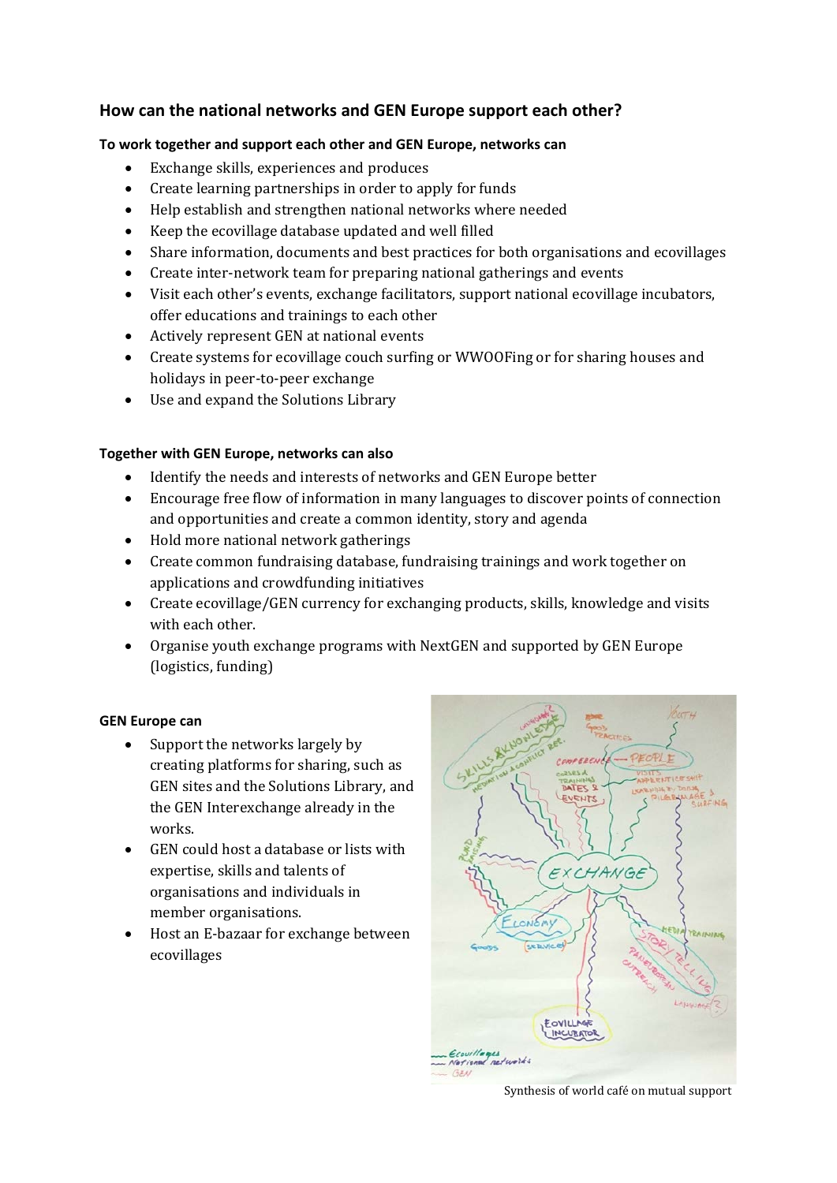## How can the national networks and GEN Europe support each other?

**To work together and support each other and GEN Europe, networks can**

- Exchange skills, experiences and produces
- Create learning partnerships in order to apply for funds
- Help establish and strengthen national networks where needed
- Keep the ecovillage database updated and well filled
- Share information, documents and best practices for both organisations and ecovillages
- Create inter-network team for preparing national gatherings and events
- Visit each other's events, exchange facilitators, support national ecovillage incubators, offer educations and trainings to each other
- Actively represent GEN at national events
- Create systems for ecovillage couch surfing or WWOOFing or for sharing houses and holidays in peer-to-peer exchange
- Use and expand the Solutions Library

**Together with GEN Europe, networks can also**

- Identify the needs and interests of networks and GEN Europe better
- Encourage free flow of information in many languages to discover points of connection and opportunities and create a common identity, story and agenda
- Hold more national network gatherings
- Create common fundraising database, fundraising trainings and work together on applications and crowdfunding initiatives
- Create ecovillage/GEN currency for exchanging products, skills, knowledge and visits with each other.
- Organise youth exchange programs with NextGEN and supported by GEN Europe (logistics, funding)

**GEN Europe can**

- Support the networks largely by creating platforms for sharing, such as GEN sites and the Solutions Library, and the GEN Interexchange already in the works.
- GEN could host a database or lists with expertise, skills and talents of organisations and individuals in member organisations.
- Host an E-bazaar for exchange between ecovillages

Synthesis of world café on mutual support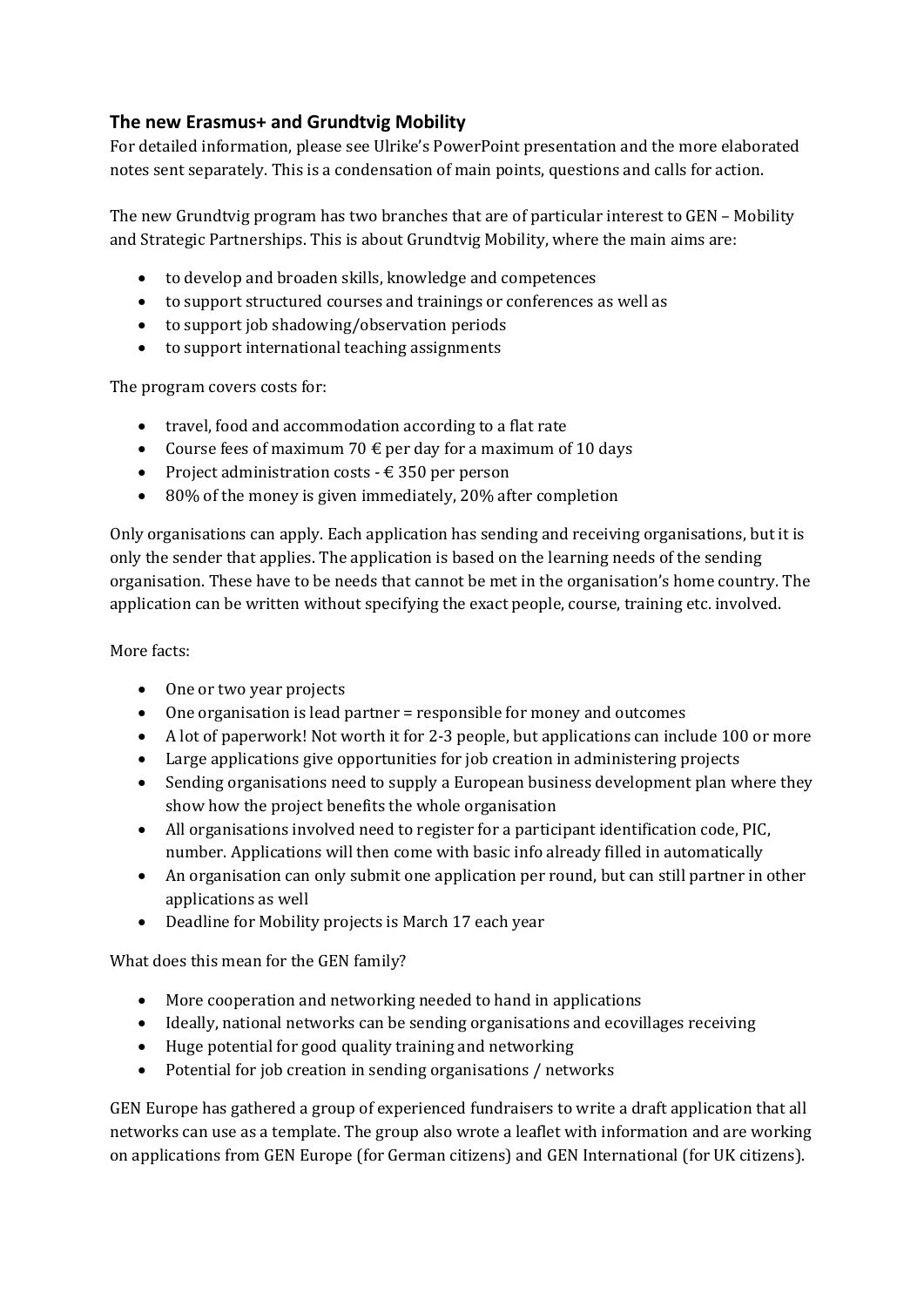### The new Erasmus+ and Grundtvig Mobility

For detailed information, please see Ulrike's PowerPoint presentation and the more elaborated notes sent separately. This is a condensation of main points, questions and calls for action.

The new Grundtvig program has two branches that are of particular interest to GEN – Mobility and Strategic Partnerships. This is about Grundtvig Mobility, where the main aims are:

- to develop and broaden skills, knowledge and competences
- to support structured courses and trainings or conferences as well as
- to support job shadowing/observation periods
- to support international teaching assignments

The program covers costs for:

- travel, food and accommodation according to a flat rate
- Course fees of maximum 70 € per day for a maximum of 10 days
- Project administration costs - € 350 per person
- 80% of the money is given immediately, 20% after completion

Only organisations can apply. Each application has sending and receiving organisations, but it is only the sender that applies. The application is based on the learning needs of the sending organisation. These have to be needs that cannot be met in the organisation's home country. The application can be written without specifying the exact people, course, training etc. involved.

More facts:

- One or two year projects
- One organisation is lead partner = responsible for money and outcomes
- A lot of paperwork! Not worth it for 2-3 people, but applications can include 100 or more
- Large applications give opportunities for job creation in administering projects
- Sending organisations need to supply a European business development plan where they show how the project benefits the whole organisation
- All organisations involved need to register for a participant identification code, PIC, number. Applications will then come with basic info already filled in automatically
- An organisation can only submit one application per round, but can still partner in other applications as well
- Deadline for Mobility projects is March 17 each year

What does this mean for the GEN family?

- More cooperation and networking needed to hand in applications
- Ideally, national networks can be sending organisations and ecovillages receiving
- Huge potential for good quality training and networking
- Potential for job creation in sending organisations / networks

GEN Europe has gathered a group of experienced fundraisers to write a draft application that all networks can use as a template. The group also wrote a leaflet with information and are working on applications from GEN Europe (for German citizens) and GEN International (for UK citizens).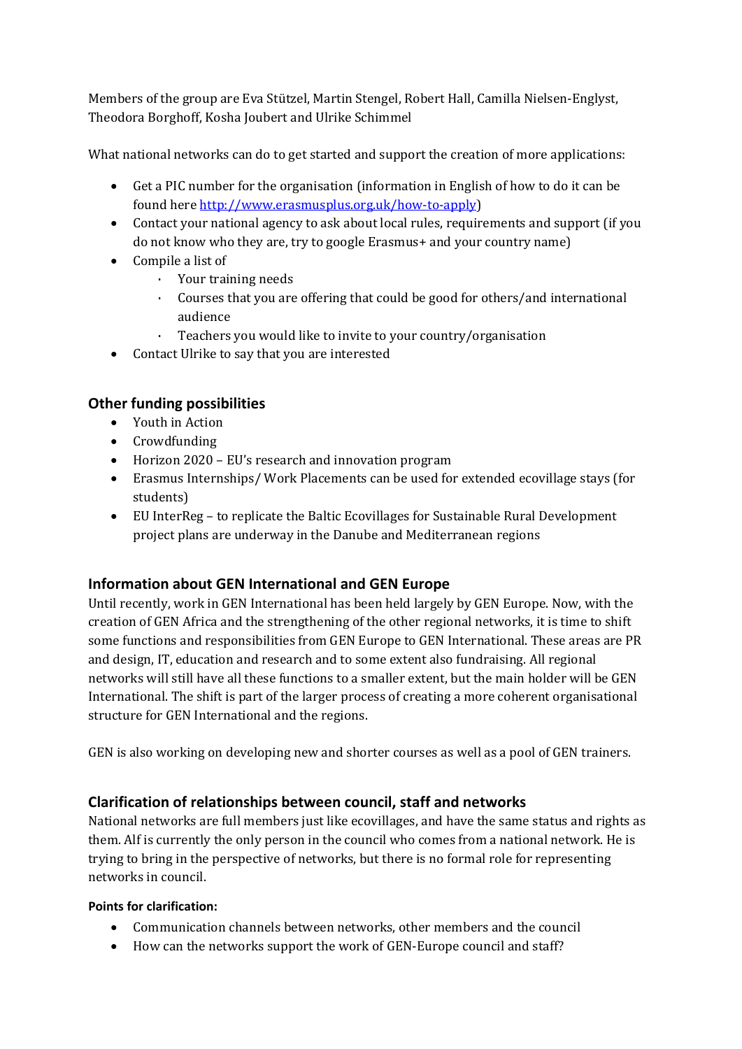Members of the group are Eva Stützel, Martin Stengel, Robert Hall, Camilla Nielsen-Englyst, Theodora Borghoff, Kosha Joubert and Ulrike Schimmel

What national networks can do to get started and support the creation of more applications:

- Get a PIC number for the organisation (information in English of how to do it can be found here [http://www.erasmusplus.org.uk/how-to-apply](http://www.erasmusplus.org.uk/how-to-apply))
- Contact your national agency to ask about local rules, requirements and support (if you do not know who they are, try to google Erasmus+ and your country name)
- Compile a list of
    - Your training needs
    - Courses that you are offering that could be good for others/and international audience
    - Teachers you would like to invite to your country/organisation
- Contact Ulrike to say that you are interested

## Other funding possibilities

- Youth in Action
- Crowdfunding
- Horizon 2020 – EU's research and innovation program
- Erasmus Internships/ Work Placements can be used for extended ecovillage stays (for students)
- EU InterReg – to replicate the Baltic Ecovillages for Sustainable Rural Development project plans are underway in the Danube and Mediterranean regions

## Information about GEN International and GEN Europe

Until recently, work in GEN International has been held largely by GEN Europe. Now, with the creation of GEN Africa and the strengthening of the other regional networks, it is time to shift some functions and responsibilities from GEN Europe to GEN International. These areas are PR and design, IT, education and research and to some extent also fundraising. All regional networks will still have all these functions to a smaller extent, but the main holder will be GEN International. The shift is part of the larger process of creating a more coherent organisational structure for GEN International and the regions.

GEN is also working on developing new and shorter courses as well as a pool of GEN trainers.

## Clarification of relationships between council, staff and networks

National networks are full members just like ecovillages, and have the same status and rights as them. Alf is currently the only person in the council who comes from a national network. He is trying to bring in the perspective of networks, but there is no formal role for representing networks in council.

#### Points for clarification:

- Communication channels between networks, other members and the council
- How can the networks support the work of GEN-Europe council and staff?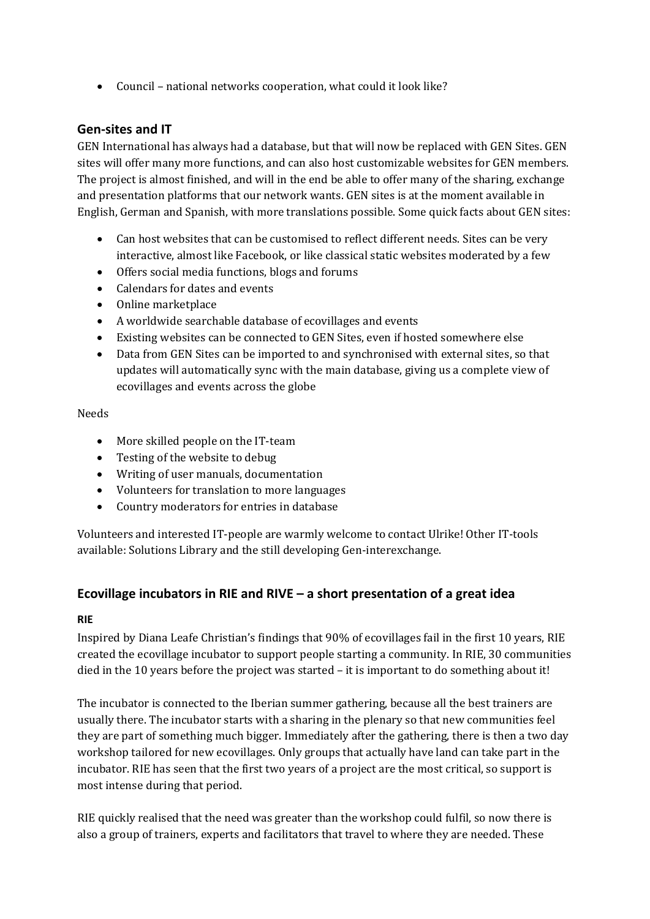- Council – national networks cooperation, what could it look like?

### Gen-sites and IT

GEN International has always had a database, but that will now be replaced with GEN Sites. GEN sites will offer many more functions, and can also host customizable websites for GEN members. The project is almost finished, and will in the end be able to offer many of the sharing, exchange and presentation platforms that our network wants. GEN sites is at the moment available in English, German and Spanish, with more translations possible. Some quick facts about GEN sites:

- Can host websites that can be customised to reflect different needs. Sites can be very interactive, almost like Facebook, or like classical static websites moderated by a few
- Offers social media functions, blogs and forums
- Calendars for dates and events
- Online marketplace
- A worldwide searchable database of ecovillages and events
- Existing websites can be connected to GEN Sites, even if hosted somewhere else
- Data from GEN Sites can be imported to and synchronised with external sites, so that updates will automatically sync with the main database, giving us a complete view of ecovillages and events across the globe

Needs

- More skilled people on the IT-team
- Testing of the website to debug
- Writing of user manuals, documentation
- Volunteers for translation to more languages
- Country moderators for entries in database

Volunteers and interested IT-people are warmly welcome to contact Ulrike! Other IT-tools available: Solutions Library and the still developing Gen-interexchange.

### Ecovillage incubators in RIE and RIVE – a short presentation of a great idea

#### RIE

Inspired by Diana Leafe Christian's findings that 90% of ecovillages fail in the first 10 years, RIE created the ecovillage incubator to support people starting a community. In RIE, 30 communities died in the 10 years before the project was started – it is important to do something about it!

The incubator is connected to the Iberian summer gathering, because all the best trainers are usually there. The incubator starts with a sharing in the plenary so that new communities feel they are part of something much bigger. Immediately after the gathering, there is then a two day workshop tailored for new ecovillages. Only groups that actually have land can take part in the incubator. RIE has seen that the first two years of a project are the most critical, so support is most intense during that period.

RIE quickly realised that the need was greater than the workshop could fulfil, so now there is also a group of trainers, experts and facilitators that travel to where they are needed. These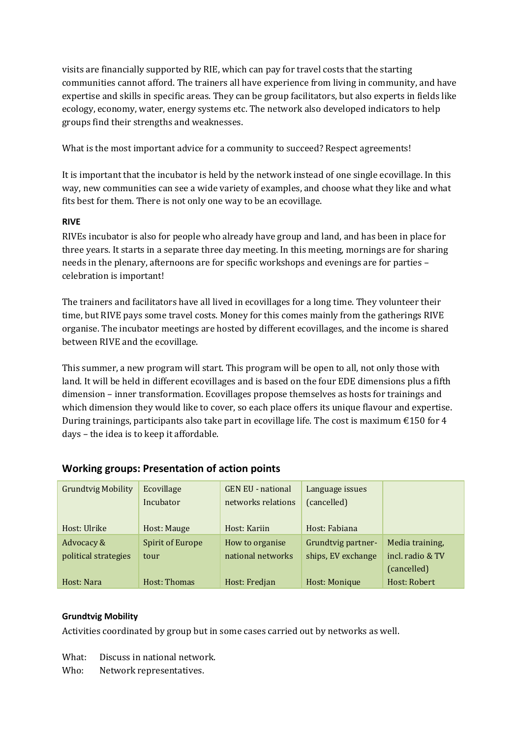visits are financially supported by RIE, which can pay for travel costs that the starting communities cannot afford. The trainers all have experience from living in community, and have expertise and skills in specific areas. They can be group facilitators, but also experts in fields like ecology, economy, water, energy systems etc. The network also developed indicators to help groups find their strengths and weaknesses.

What is the most important advice for a community to succeed? Respect agreements!

It is important that the incubator is held by the network instead of one single ecovillage. In this way, new communities can see a wide variety of examples, and choose what they like and what fits best for them. There is not only one way to be an ecovillage.

**RIVE**

RIVEs incubator is also for people who already have group and land, and has been in place for three years. It starts in a separate three day meeting. In this meeting, mornings are for sharing needs in the plenary, afternoons are for specific workshops and evenings are for parties – celebration is important!

The trainers and facilitators have all lived in ecovillages for a long time. They volunteer their time, but RIVE pays some travel costs. Money for this comes mainly from the gatherings RIVE organise. The incubator meetings are hosted by different ecovillages, and the income is shared between RIVE and the ecovillage.

This summer, a new program will start. This program will be open to all, not only those with land. It will be held in different ecovillages and is based on the four EDE dimensions plus a fifth dimension – inner transformation. Ecovillages propose themselves as hosts for trainings and which dimension they would like to cover, so each place offers its unique flavour and expertise. During trainings, participants also take part in ecovillage life. The cost is maximum €150 for 4 days – the idea is to keep it affordable.

## Working groups: Presentation of action points

| Grundtvig Mobility<br><br>Host: Ulrike | Ecovillage Incubator<br><br>Host: Mauge | GEN EU - national networks relations<br><br>Host: Kariin | Language issues (cancelled)<br><br>Host: Fabiana | |
|---|---|---|---|---|
| Advocacy & political strategies<br><br>Host: Nara | Spirit of Europe tour<br><br>Host: Thomas | How to organise national networks<br><br>Host: Fredjan | Grundtvig partner-ships, EV exchange<br><br>Host: Monique | Media training, incl. radio & TV (cancelled)<br>Host: Robert |

**Grundtvig Mobility**

Activities coordinated by group but in some cases carried out by networks as well.

What: Discuss in national network.
Who: Network representatives.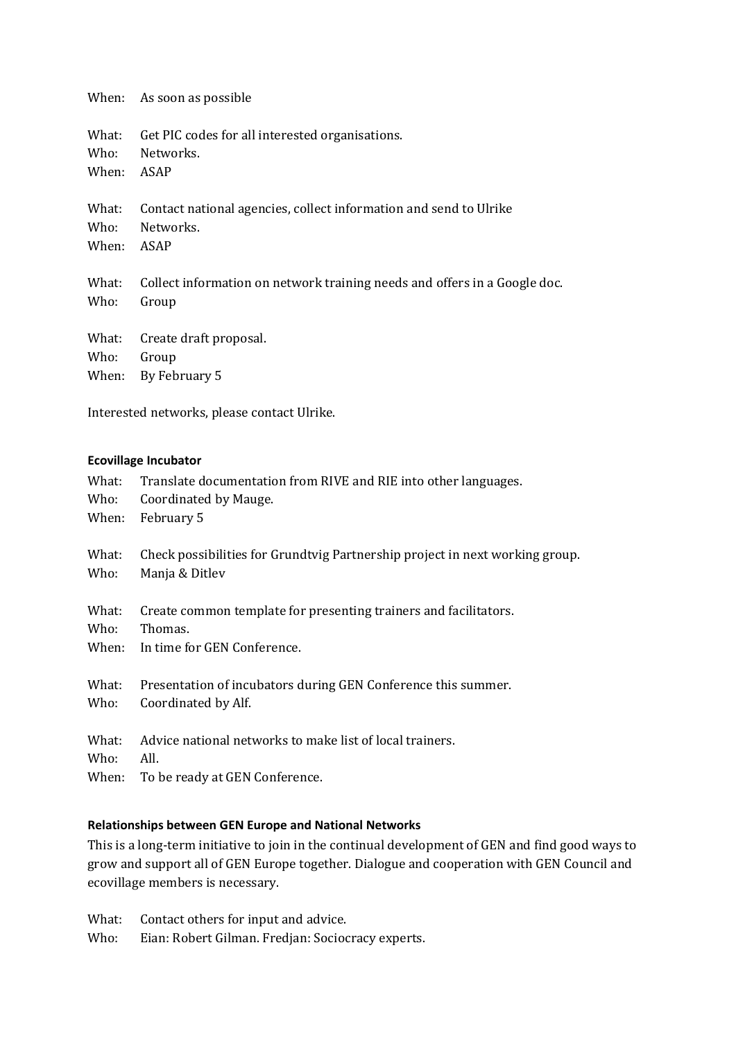When: As soon as possible

What: Get PIC codes for all interested organisations.
Who: Networks.
When: ASAP

What: Contact national agencies, collect information and send to Ulrike
Who: Networks.
When: ASAP

What: Collect information on network training needs and offers in a Google doc.
Who: Group

What: Create draft proposal.
Who: Group
When: By February 5

Interested networks, please contact Ulrike.

**Ecovillage Incubator**

What: Translate documentation from RIVE and RIE into other languages.
Who: Coordinated by Mauge.
When: February 5

What: Check possibilities for Grundtvig Partnership project in next working group.
Who: Manja & Ditlev

What: Create common template for presenting trainers and facilitators.
Who: Thomas.
When: In time for GEN Conference.

What: Presentation of incubators during GEN Conference this summer.
Who: Coordinated by Alf.

What: Advice national networks to make list of local trainers.
Who: All.
When: To be ready at GEN Conference.

**Relationships between GEN Europe and National Networks**

This is a long-term initiative to join in the continual development of GEN and find good ways to grow and support all of GEN Europe together. Dialogue and cooperation with GEN Council and ecovillage members is necessary.

What: Contact others for input and advice.
Who: Eian: Robert Gilman. Fredjan: Sociocracy experts.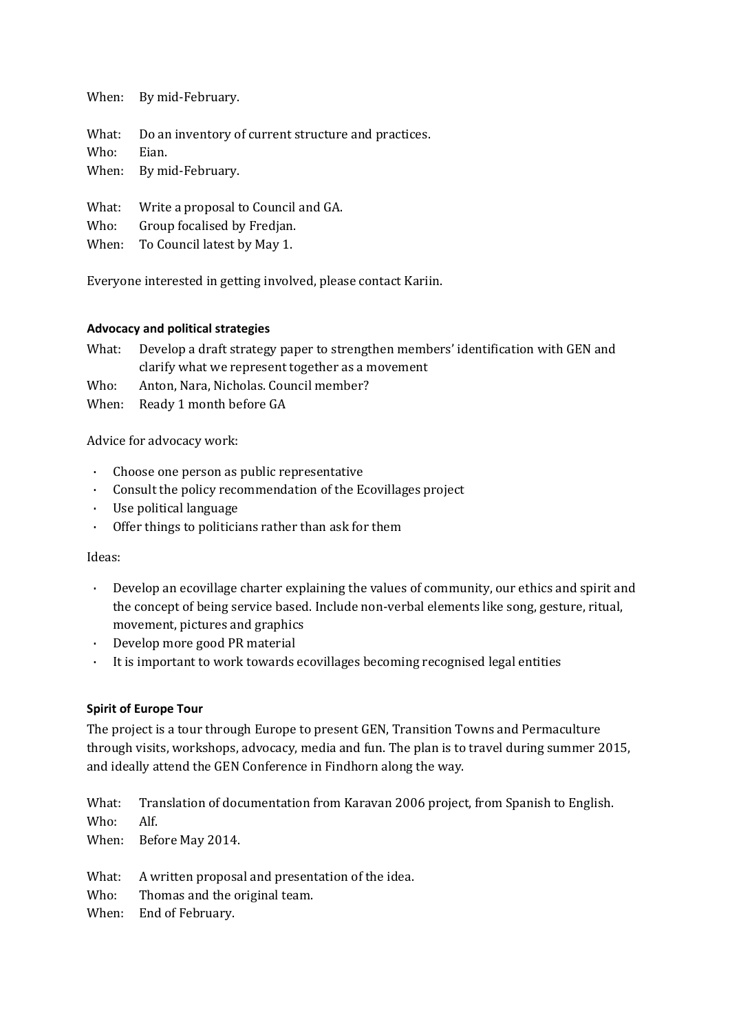When: By mid-February.

What: Do an inventory of current structure and practices.
Who: Eian.
When: By mid-February.

What: Write a proposal to Council and GA.
Who: Group focalised by Fredjan.
When: To Council latest by May 1.

Everyone interested in getting involved, please contact Kariin.

**Advocacy and political strategies**

What: Develop a draft strategy paper to strengthen members' identification with GEN and clarify what we represent together as a movement
Who: Anton, Nara, Nicholas. Council member?
When: Ready 1 month before GA

Advice for advocacy work:

- Choose one person as public representative
- Consult the policy recommendation of the Ecovillages project
- Use political language
- Offer things to politicians rather than ask for them

Ideas:

- Develop an ecovillage charter explaining the values of community, our ethics and spirit and the concept of being service based. Include non-verbal elements like song, gesture, ritual, movement, pictures and graphics
- Develop more good PR material
- It is important to work towards ecovillages becoming recognised legal entities

**Spirit of Europe Tour**

The project is a tour through Europe to present GEN, Transition Towns and Permaculture through visits, workshops, advocacy, media and fun. The plan is to travel during summer 2015, and ideally attend the GEN Conference in Findhorn along the way.

What: Translation of documentation from Karavan 2006 project, from Spanish to English.
Who: Alf.
When: Before May 2014.

What: A written proposal and presentation of the idea.
Who: Thomas and the original team.
When: End of February.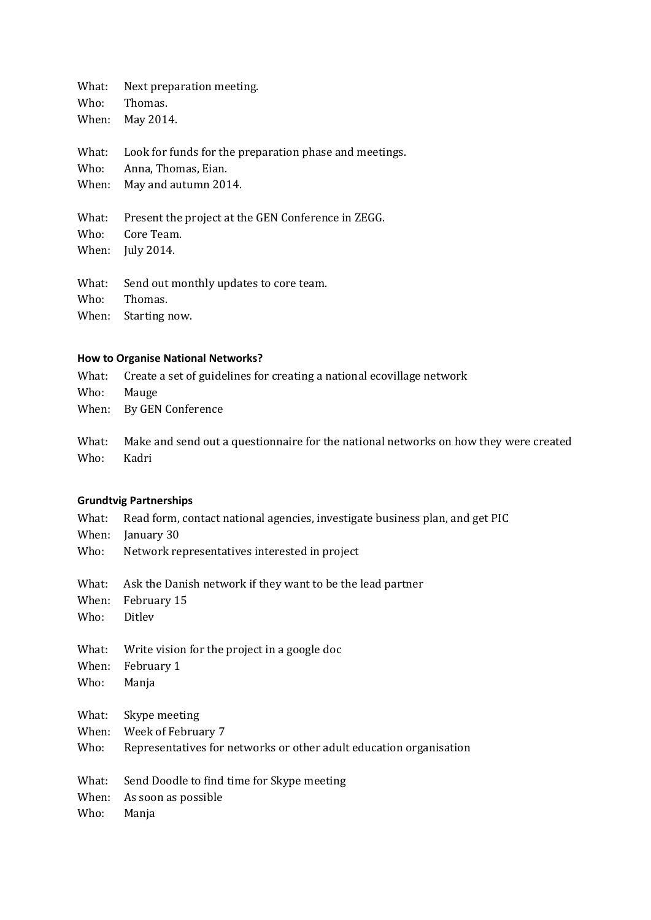What: Next preparation meeting.
Who: Thomas.
When: May 2014.

What: Look for funds for the preparation phase and meetings.
Who: Anna, Thomas, Eian.
When: May and autumn 2014.

What: Present the project at the GEN Conference in ZEGG.
Who: Core Team.
When: July 2014.

What: Send out monthly updates to core team.
Who: Thomas.
When: Starting now.

**How to Organise National Networks?**

What: Create a set of guidelines for creating a national ecovillage network
Who: Mauge
When: By GEN Conference

What: Make and send out a questionnaire for the national networks on how they were created
Who: Kadri

**Grundtvig Partnerships**

What: Read form, contact national agencies, investigate business plan, and get PIC
When: January 30
Who: Network representatives interested in project

What: Ask the Danish network if they want to be the lead partner
When: February 15
Who: Ditlev

What: Write vision for the project in a google doc
When: February 1
Who: Manja

What: Skype meeting
When: Week of February 7
Who: Representatives for networks or other adult education organisation

What: Send Doodle to find time for Skype meeting
When: As soon as possible
Who: Manja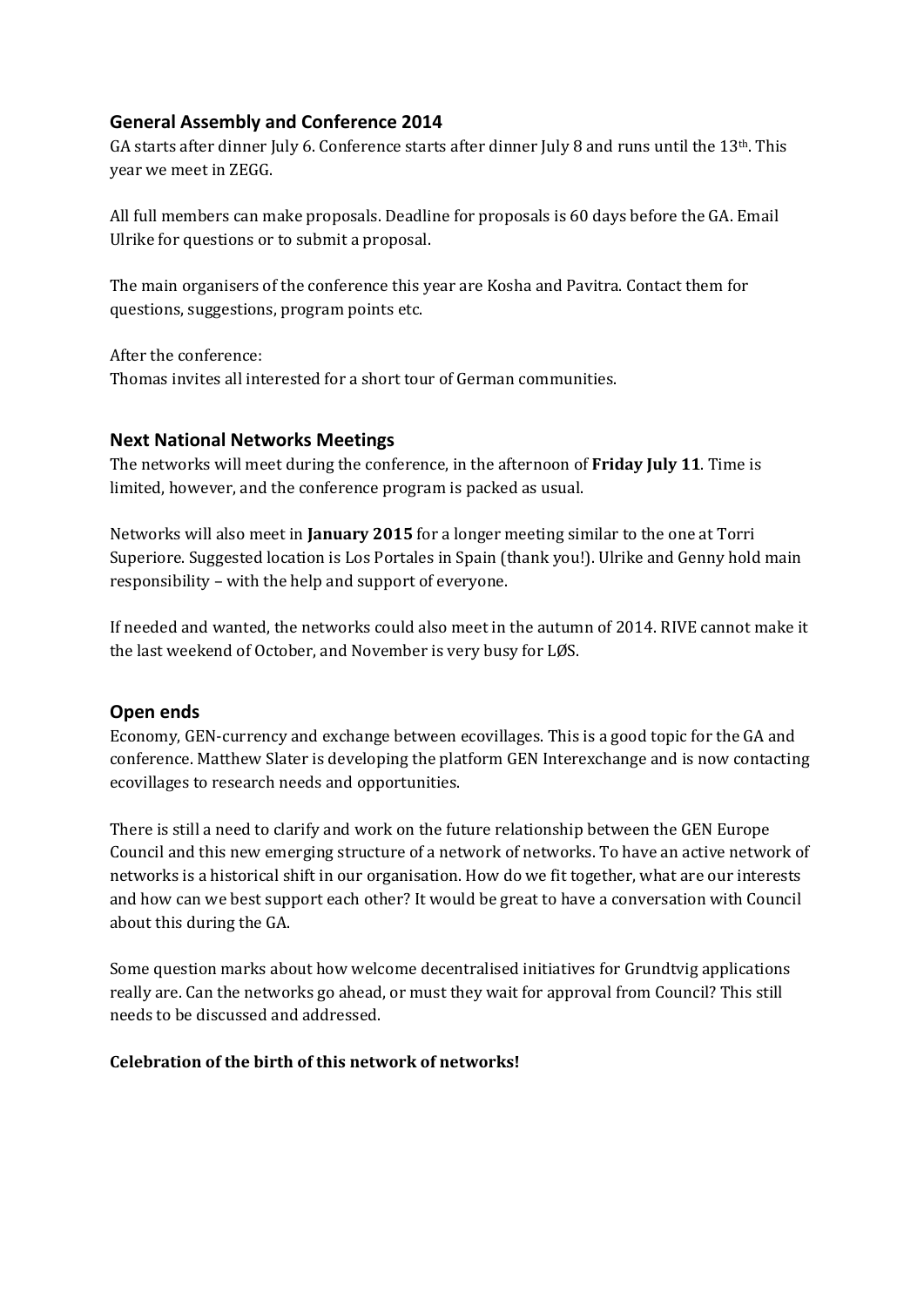## General Assembly and Conference 2014

GA starts after dinner July 6. Conference starts after dinner July 8 and runs until the 13th. This year we meet in ZEGG.

All full members can make proposals. Deadline for proposals is 60 days before the GA. Email Ulrike for questions or to submit a proposal.

The main organisers of the conference this year are Kosha and Pavitra. Contact them for questions, suggestions, program points etc.

After the conference:
Thomas invites all interested for a short tour of German communities.

## Next National Networks Meetings

The networks will meet during the conference, in the afternoon of **Friday July 11**. Time is limited, however, and the conference program is packed as usual.

Networks will also meet in **January 2015** for a longer meeting similar to the one at Torri Superiore. Suggested location is Los Portales in Spain (thank you!). Ulrike and Genny hold main responsibility – with the help and support of everyone.

If needed and wanted, the networks could also meet in the autumn of 2014. RIVE cannot make it the last weekend of October, and November is very busy for LØS.

## Open ends

Economy, GEN-currency and exchange between ecovillages. This is a good topic for the GA and conference. Matthew Slater is developing the platform GEN Interexchange and is now contacting ecovillages to research needs and opportunities.

There is still a need to clarify and work on the future relationship between the GEN Europe Council and this new emerging structure of a network of networks. To have an active network of networks is a historical shift in our organisation. How do we fit together, what are our interests and how can we best support each other? It would be great to have a conversation with Council about this during the GA.

Some question marks about how welcome decentralised initiatives for Grundtvig applications really are. Can the networks go ahead, or must they wait for approval from Council? This still needs to be discussed and addressed.

**Celebration of the birth of this network of networks!**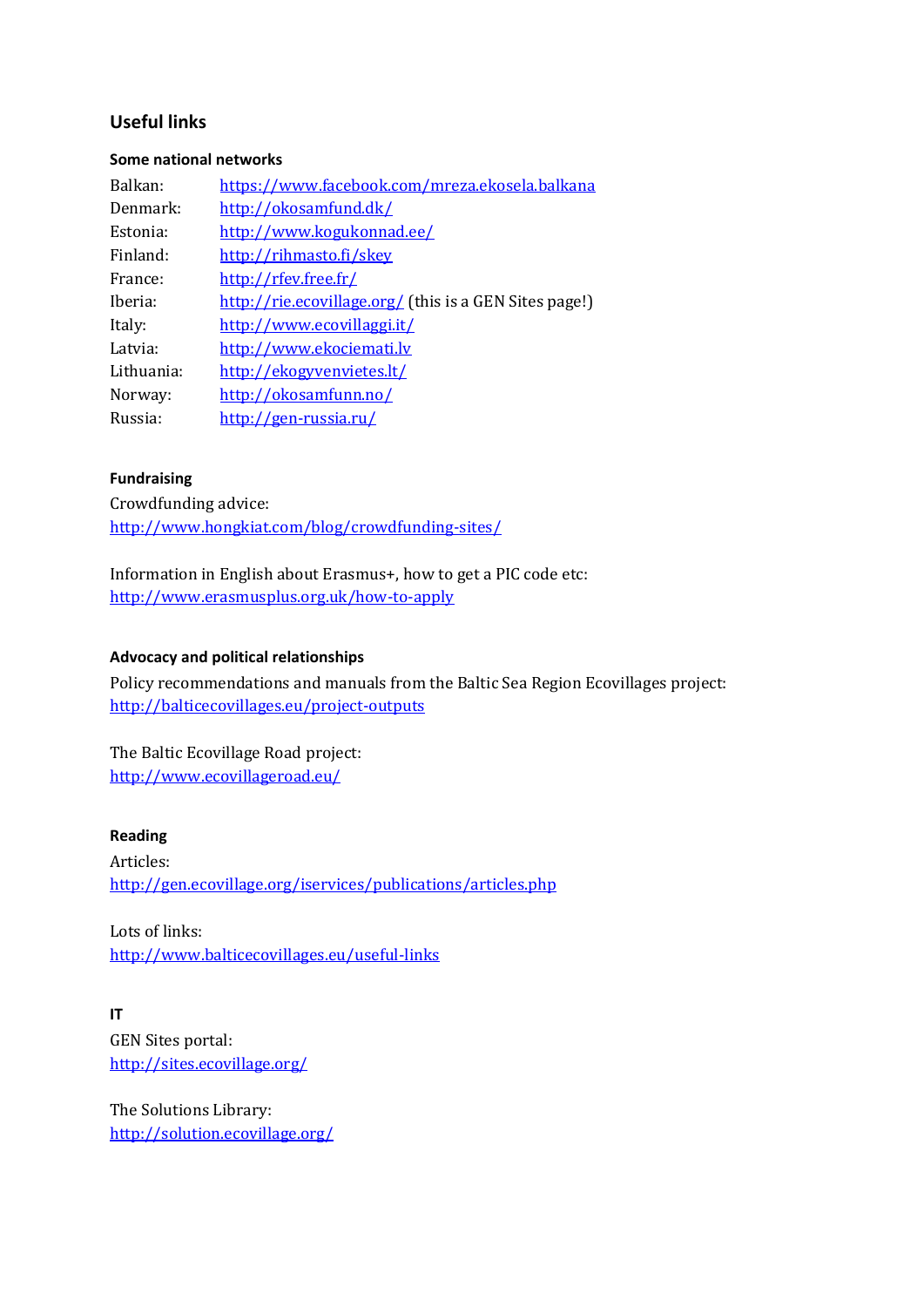## Useful links

### Some national networks

| | |
|---|---|
| Balkan: | https://www.facebook.com/mreza.ekosela.balkana |
| Denmark: | http://okosamfund.dk/ |
| Estonia: | http://www.kogukonnad.ee/ |
| Finland: | http://rihmasto.fi/skey |
| France: | http://rfev.free.fr/ |
| Iberia: | http://rie.ecovillage.org/ (this is a GEN Sites page!) |
| Italy: | http://www.ecovillaggi.it/ |
| Latvia: | http://www.ekociemati.lv |
| Lithuania: | http://ekogyvenvietes.lt/ |
| Norway: | http://okosamfunn.no/ |
| Russia: | http://gen-russia.ru/ |

### Fundraising

Crowdfunding advice:
http://www.hongkiat.com/blog/crowdfunding-sites/

Information in English about Erasmus+, how to get a PIC code etc:
http://www.erasmusplus.org.uk/how-to-apply

### Advocacy and political relationships

Policy recommendations and manuals from the Baltic Sea Region Ecovillages project:
http://balticecovillages.eu/project-outputs

The Baltic Ecovillage Road project:
http://www.ecovillageroad.eu/

### Reading

Articles:
http://gen.ecovillage.org/iservices/publications/articles.php

Lots of links:
http://www.balticecovillages.eu/useful-links

### IT

GEN Sites portal:
http://sites.ecovillage.org/

The Solutions Library:
http://solution.ecovillage.org/